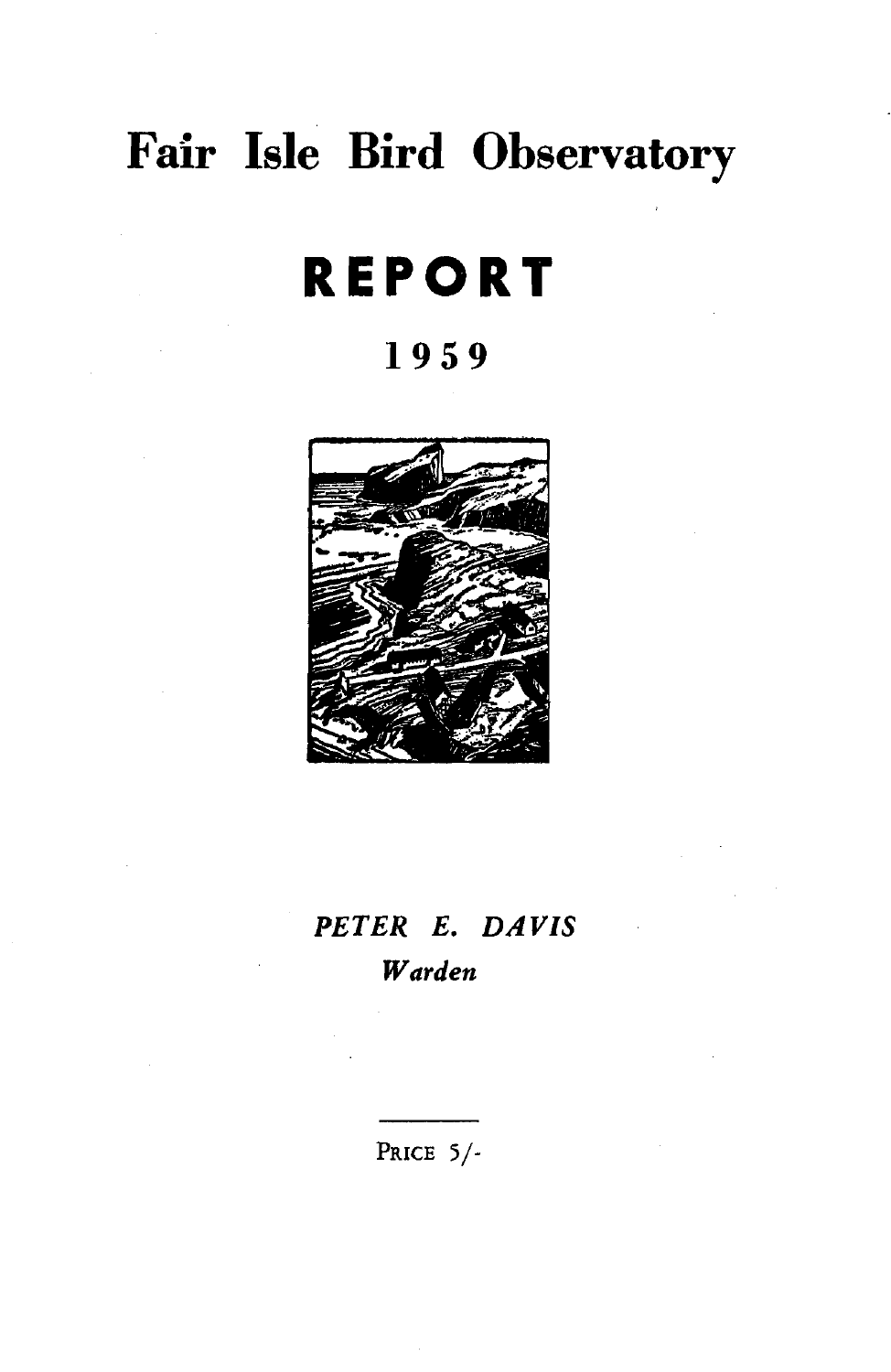# Fair Isle Bird Observatory

## REPORT

### 1959

*PETER E. DAVIS*

*Warden*

PRICE 5/-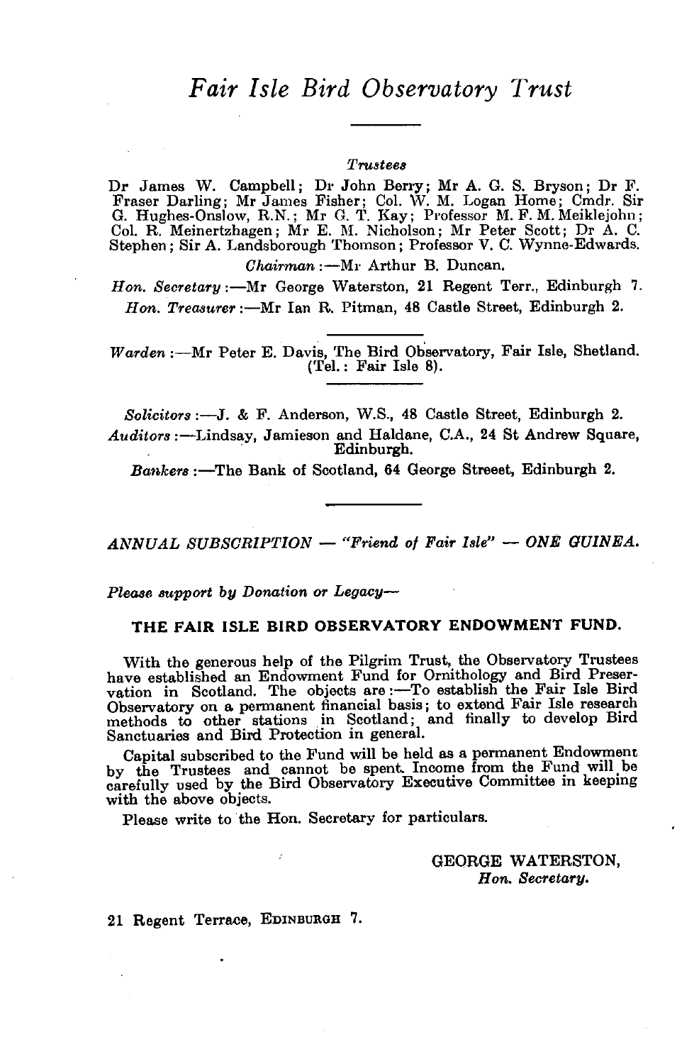# *Fair Isle Bird Observatory Trust*

*Trustees*

Dr James W. Campbell; Dr John Berry; Mr A. G. S. Bryson; Dr F. Fraser Darling; Mr James Fisher; Col. W. M. Logan Home; Cmdr. Sir G. Hughes-Onslow, R.N.; Mr G. T. Kay; Professor M. F. M. Meiklejohn; Col. R. Meinertzhagen; Mr E. M. Nicholson; Mr Peter Scott; Dr A. C. Stephen; Sir A. Landsborough Thomson; Professor V. C. Wynne-Edwards.

*Chairman*:—Mr Arthur B. Duncan.

*Hon. Secretary*:—Mr George Waterston, 21 Regent Terr., Edinburgh 7.

*Hon. Treasurer*:—Mr Ian R. Pitman, 48 Castle Street, Edinburgh 2.

---

*Warden*:—Mr Peter E. Davis, The Bird Observatory, Fair Isle, Shetland. (Tel.: Fair Isle 8).

---

*Solicitors*:—J. & F. Anderson, W.S., 48 Castle Street, Edinburgh 2.

*Auditors*:—Lindsay, Jamieson and Haldane, C.A., 24 St Andrew Square, Edinburgh.

*Bankers*:—The Bank of Scotland, 64 George Streeet, Edinburgh 2.

---

*ANNUAL SUBSCRIPTION — "Friend of Fair Isle" — ONE GUINEA.*

*Please support by Donation or Legacy—*

**THE FAIR ISLE BIRD OBSERVATORY ENDOWMENT FUND.**

With the generous help of the Pilgrim Trust, the Observatory Trustees have established an Endowment Fund for Ornithology and Bird Preservation in Scotland. The objects are:—To establish the Fair Isle Bird Observatory on a permanent financial basis; to extend Fair Isle research methods to other stations in Scotland; and finally to develop Bird Sanctuaries and Bird Protection in general.

Capital subscribed to the Fund will be held as a permanent Endowment by the Trustees and cannot be spent. Income from the Fund will be carefully used by the Bird Observatory Executive Committee in keeping with the above objects.

Please write to the Hon. Secretary for particulars.

GEORGE WATERSTON,
*Hon. Secretary.*

21 Regent Terrace, EDINBURGH 7.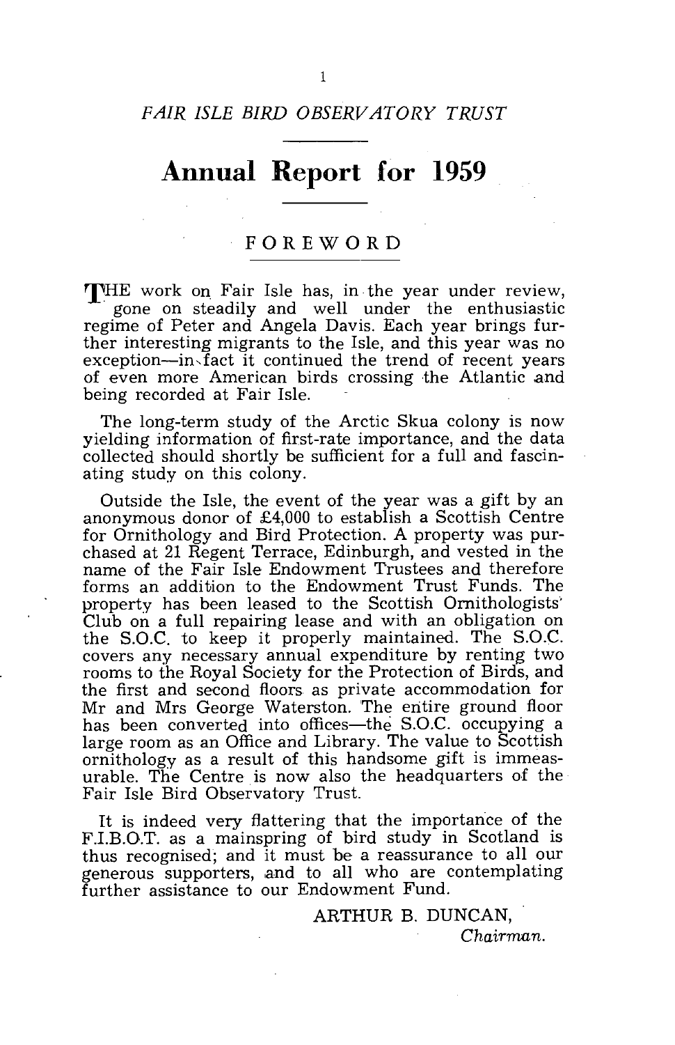## FAIR ISLE BIRD OBSERVATORY TRUST

# Annual Report for 1959

### FOREWORD

THE work on Fair Isle has, in the year under review, gone on steadily and well under the enthusiastic regime of Peter and Angela Davis. Each year brings further interesting migrants to the Isle, and this year was no exception—in fact it continued the trend of recent years of even more American birds crossing the Atlantic and being recorded at Fair Isle.

The long-term study of the Arctic Skua colony is now yielding information of first-rate importance, and the data collected should shortly be sufficient for a full and fascinating study on this colony.

Outside the Isle, the event of the year was a gift by an anonymous donor of £4,000 to establish a Scottish Centre for Ornithology and Bird Protection. A property was purchased at 21 Regent Terrace, Edinburgh, and vested in the name of the Fair Isle Endowment Trustees and therefore forms an addition to the Endowment Trust Funds. The property has been leased to the Scottish Ornithologists' Club on a full repairing lease and with an obligation on the S.O.C. to keep it properly maintained. The S.O.C. covers any necessary annual expenditure by renting two rooms to the Royal Society for the Protection of Birds, and the first and second floors as private accommodation for Mr and Mrs George Waterston. The entire ground floor has been converted into offices—the S.O.C. occupying a large room as an Office and Library. The value to Scottish ornithology as a result of this handsome gift is immeasurable. The Centre is now also the headquarters of the Fair Isle Bird Observatory Trust.

It is indeed very flattering that the importance of the F.I.B.O.T. as a mainspring of bird study in Scotland is thus recognised; and it must be a reassurance to all our generous supporters, and to all who are contemplating further assistance to our Endowment Fund.

ARTHUR B. DUNCAN,
*Chairman.*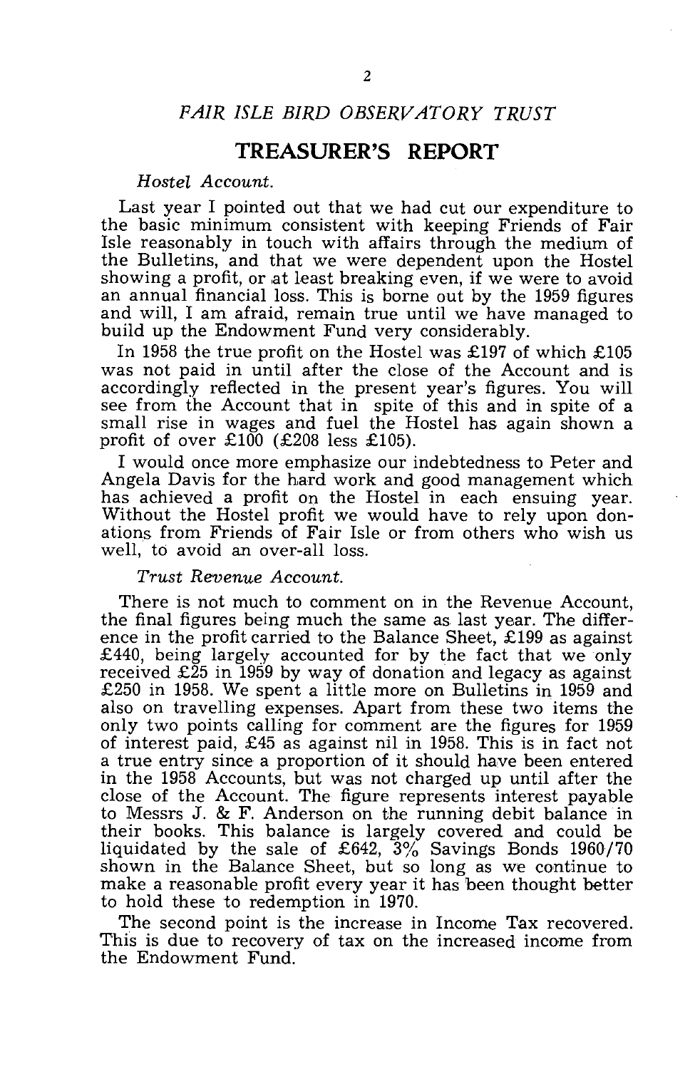## *FAIR ISLE BIRD OBSERVATORY TRUST*

# TREASURER'S REPORT

*Hostel Account.*

Last year I pointed out that we had cut our expenditure to the basic minimum consistent with keeping Friends of Fair Isle reasonably in touch with affairs through the medium of the Bulletins, and that we were dependent upon the Hostel showing a profit, or at least breaking even, if we were to avoid an annual financial loss. This is borne out by the 1959 figures and will, I am afraid, remain true until we have managed to build up the Endowment Fund very considerably.

In 1958 the true profit on the Hostel was £197 of which £105 was not paid in until after the close of the Account and is accordingly reflected in the present year's figures. You will see from the Account that in spite of this and in spite of a small rise in wages and fuel the Hostel has again shown a profit of over £100 (£208 less £105).

I would once more emphasize our indebtedness to Peter and Angela Davis for the hard work and good management which has achieved a profit on the Hostel in each ensuing year. Without the Hostel profit we would have to rely upon donations from Friends of Fair Isle or from others who wish us well, to avoid an over-all loss.

*Trust Revenue Account.*

There is not much to comment on in the Revenue Account, the final figures being much the same as last year. The difference in the profit carried to the Balance Sheet, £199 as against £440, being largely accounted for by the fact that we only received £25 in 1959 by way of donation and legacy as against £250 in 1958. We spent a little more on Bulletins in 1959 and also on travelling expenses. Apart from these two items the only two points calling for comment are the figures for 1959 of interest paid, £45 as against nil in 1958. This is in fact not a true entry since a proportion of it should have been entered in the 1958 Accounts, but was not charged up until after the close of the Account. The figure represents interest payable to Messrs J. & F. Anderson on the running debit balance in their books. This balance is largely covered and could be liquidated by the sale of £642, 3% Savings Bonds 1960/70 shown in the Balance Sheet, but so long as we continue to make a reasonable profit every year it has been thought better to hold these to redemption in 1970.

The second point is the increase in Income Tax recovered. This is due to recovery of tax on the increased income from the Endowment Fund.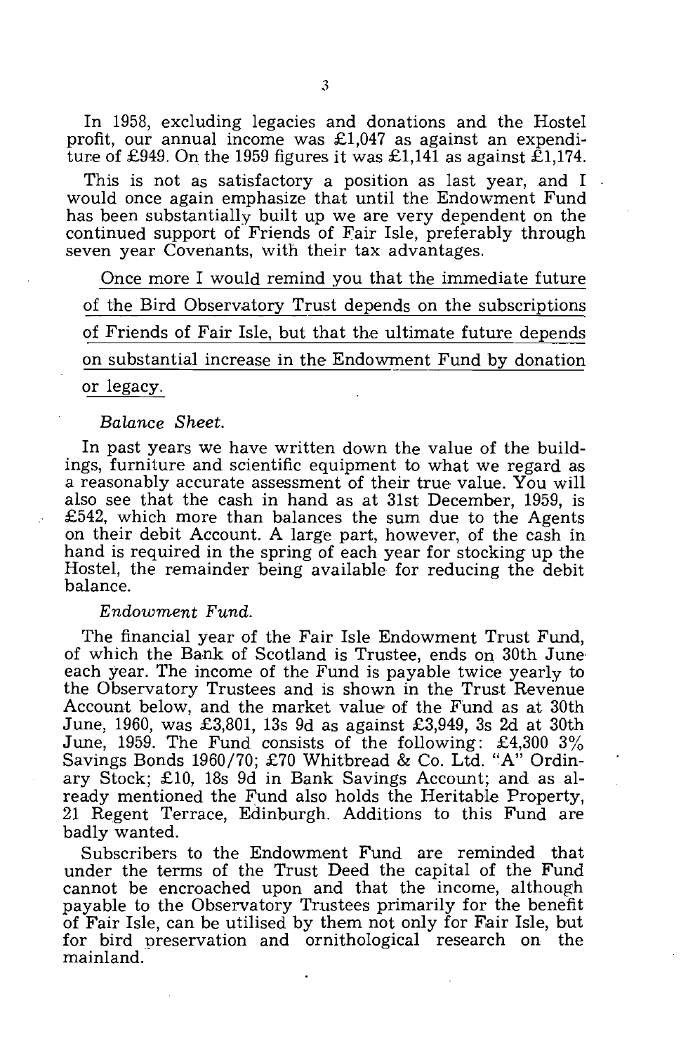In 1958, excluding legacies and donations and the Hostel profit, our annual income was £1,047 as against an expenditure of £949. On the 1959 figures it was £1,141 as against £1,174.

This is not as satisfactory a position as last year, and I would once again emphasize that until the Endowment Fund has been substantially built up we are very dependent on the continued support of Friends of Fair Isle, preferably through seven year Covenants, with their tax advantages.

Once more I would remind you that the immediate future of the Bird Observatory Trust depends on the subscriptions of Friends of Fair Isle, but that the ultimate future depends on substantial increase in the Endowment Fund by donation or legacy.

*Balance Sheet.*

In past years we have written down the value of the buildings, furniture and scientific equipment to what we regard as a reasonably accurate assessment of their true value. You will also see that the cash in hand as at 31st December, 1959, is £542, which more than balances the sum due to the Agents on their debit Account. A large part, however, of the cash in hand is required in the spring of each year for stocking up the Hostel, the remainder being available for reducing the debit balance.

*Endowment Fund.*

The financial year of the Fair Isle Endowment Trust Fund, of which the Bank of Scotland is Trustee, ends on 30th June each year. The income of the Fund is payable twice yearly to the Observatory Trustees and is shown in the Trust Revenue Account below, and the market value of the Fund as at 30th June, 1960, was £3,801, 13s 9d as against £3,949, 3s 2d at 30th June, 1959. The Fund consists of the following: £4,300 3% Savings Bonds 1960/70; £70 Whitbread & Co. Ltd. "A" Ordinary Stock; £10, 18s 9d in Bank Savings Account; and as already mentioned the Fund also holds the Heritable Property, 21 Regent Terrace, Edinburgh. Additions to this Fund are badly wanted.

Subscribers to the Endowment Fund are reminded that under the terms of the Trust Deed the capital of the Fund cannot be encroached upon and that the income, although payable to the Observatory Trustees primarily for the benefit of Fair Isle, can be utilised by them not only for Fair Isle, but for bird preservation and ornithological research on the mainland.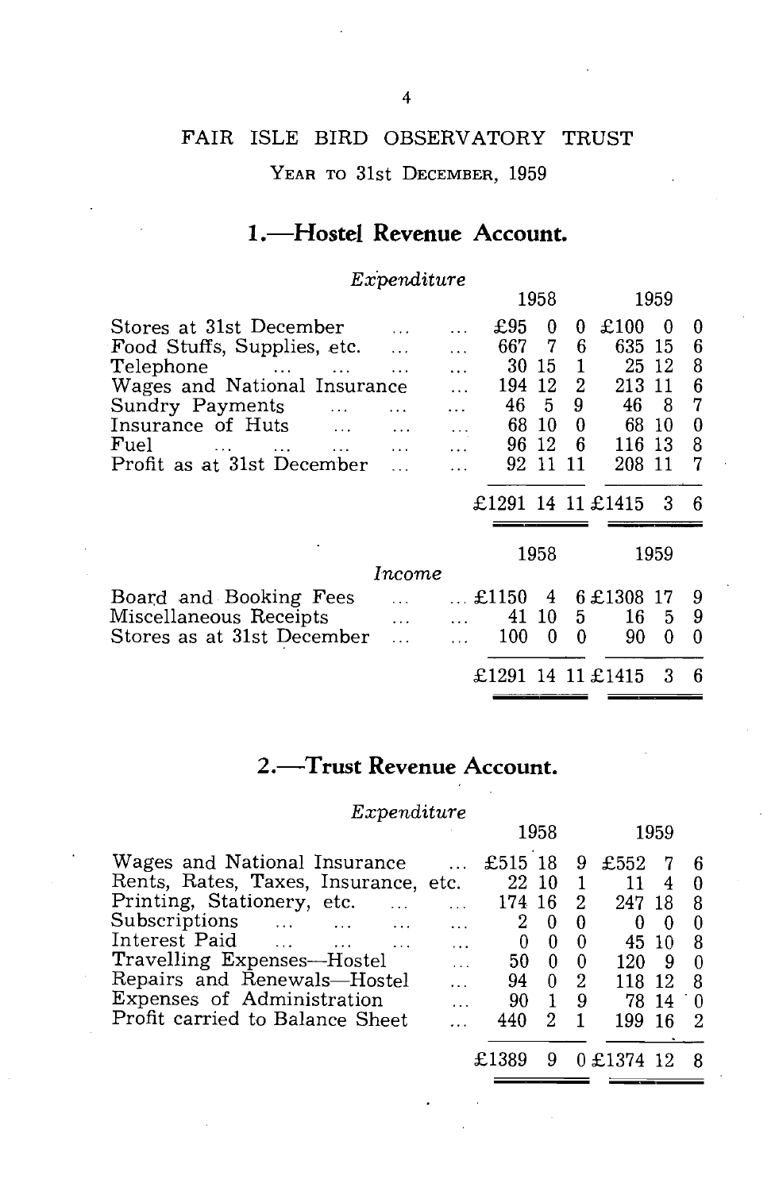FAIR ISLE BIRD OBSERVATORY TRUST

YEAR TO 31st DECEMBER, 1959

## 1.—Hostel Revenue Account.

*Expenditure*

| | 1958 | | | 1959 | | |
|---|---|---|---|---|---|---|
| Stores at 31st December ... ... | £95 | 0 | 0 | £100 | 0 | 0 |
| Food Stuffs, Supplies, etc. ... ... | 667 | 7 | 6 | 635 | 15 | 6 |
| Telephone ... ... ... ... | 30 | 15 | 1 | 25 | 12 | 8 |
| Wages and National Insurance ... | 194 | 12 | 2 | 213 | 11 | 6 |
| Sundry Payments ... ... ... | 46 | 5 | 9 | 46 | 8 | 7 |
| Insurance of Huts ... ... ... | 68 | 10 | 0 | 68 | 10 | 0 |
| Fuel ... ... ... ... ... | 96 | 12 | 6 | 116 | 13 | 8 |
| Profit as at 31st December ... ... | 92 | 11 | 11 | 208 | 11 | 7 |
| | £1291 | 14 | 11 | £1415 | 3 | 6 |

*Income*

| | 1958 | | | 1959 | | |
|---|---|---|---|---|---|---|
| Board and Booking Fees ... ... | £1150 | 4 | 6 | £1308 | 17 | 9 |
| Miscellaneous Receipts ... ... | 41 | 10 | 5 | 16 | 5 | 9 |
| Stores as at 31st December ... ... | 100 | 0 | 0 | 90 | 0 | 0 |
| | £1291 | 14 | 11 | £1415 | 3 | 6 |

## 2.—Trust Revenue Account.

*Expenditure*

| | 1958 | | | 1959 | | |
|---|---|---|---|---|---|---|
| Wages and National Insurance ... | £515 | 18 | 9 | £552 | 7 | 6 |
| Rents, Rates, Taxes, Insurance, etc. | 22 | 10 | 1 | 11 | 4 | 0 |
| Printing, Stationery, etc. ... ... | 174 | 16 | 2 | 247 | 18 | 8 |
| Subscriptions ... ... ... ... | 2 | 0 | 0 | 0 | 0 | 0 |
| Interest Paid ... ... ... ... | 0 | 0 | 0 | 45 | 10 | 8 |
| Travelling Expenses—Hostel ... | 50 | 0 | 0 | 120 | 9 | 0 |
| Repairs and Renewals—Hostel ... | 94 | 0 | 2 | 118 | 12 | 8 |
| Expenses of Administration ... | 90 | 1 | 9 | 78 | 14 | 0 |
| Profit carried to Balance Sheet ... | 440 | 2 | 1 | 199 | 16 | 2 |
| | £1389 | 9 | 0 | £1374 | 12 | 8 |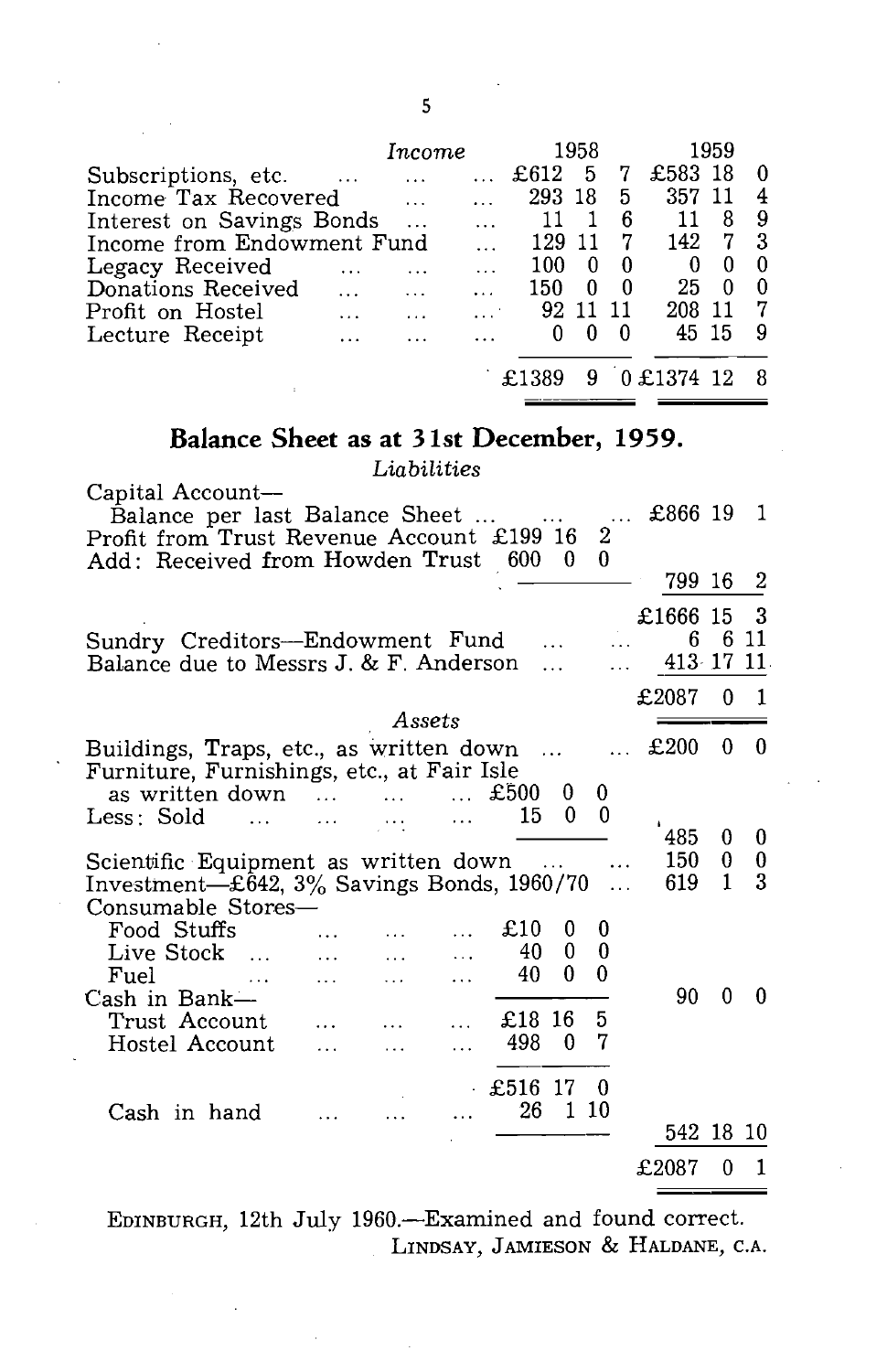| Income | 1958 | 1959 |
|---|---|---|
| Subscriptions, etc. | £612 5 7 | £583 18 0 |
| Income Tax Recovered | 293 18 5 | 357 11 4 |
| Interest on Savings Bonds | 11 1 6 | 11 8 9 |
| Income from Endowment Fund | 129 11 7 | 142 7 3 |
| Legacy Received | 100 0 0 | 0 0 0 |
| Donations Received | 150 0 0 | 25 0 0 |
| Profit on Hostel | 92 11 11 | 208 11 7 |
| Lecture Receipt | 0 0 0 | 45 15 9 |
| | £1389 9 0 | £1374 12 8 |

## Balance Sheet as at 31st December, 1959.

*Liabilities*

| | | |
|---|---|---|
| Capital Account— | | |
| Balance per last Balance Sheet ... | | £866 19 1 |
| Profit from Trust Revenue Account | £199 16 2 | |
| Add: Received from Howden Trust | 600 0 0 | |
| | | 799 16 2 |
| | | £1666 15 3 |
| Sundry Creditors—Endowment Fund | | 6 6 11 |
| Balance due to Messrs J. & F. Anderson | | 413 17 11 |
| | | £2087 0 1 |

*Assets*

| | | |
|---|---|---|
| Buildings, Traps, etc., as written down | | £200 0 0 |
| Furniture, Furnishings, etc., at Fair Isle as written down | £500 0 0 | |
| Less: Sold | 15 0 0 | |
| | | 485 0 0 |
| Scientific Equipment as written down | | 150 0 0 |
| Investment—£642, 3% Savings Bonds, 1960/70 | | 619 1 3 |
| Consumable Stores— | | |
| Food Stuffs | £10 0 0 | |
| Live Stock | 40 0 0 | |
| Fuel | 40 0 0 | |
| | | 90 0 0 |
| Cash in Bank— | | |
| Trust Account | £18 16 5 | |
| Hostel Account | 498 0 7 | |
| | £516 17 0 | |
| Cash in hand | 26 1 10 | |
| | | 542 18 10 |
| | | £2087 0 1 |

EDINBURGH, 12th July 1960.—Examined and found correct.

LINDSAY, JAMIESON & HALDANE, C.A.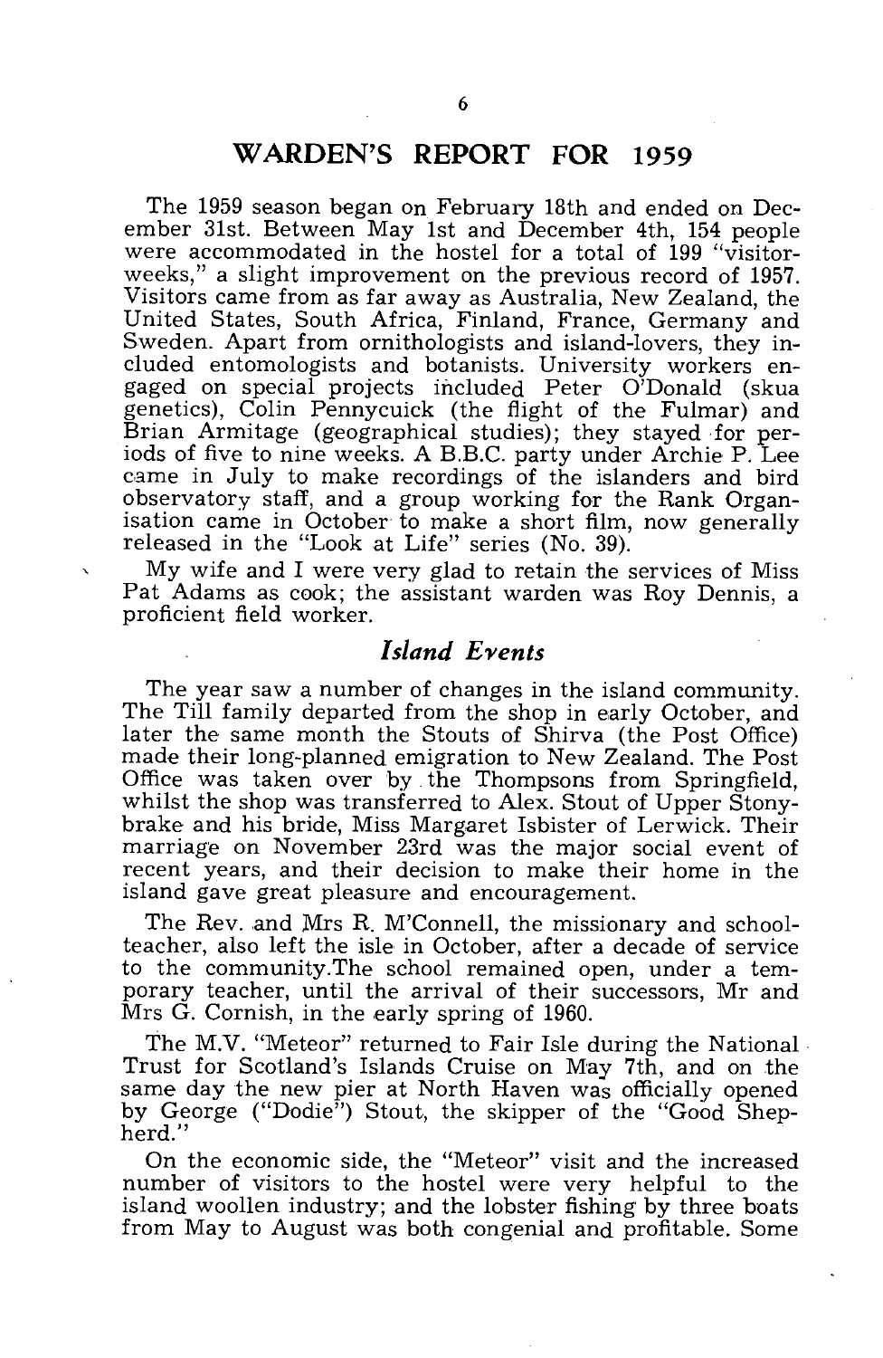# WARDEN'S REPORT FOR 1959

The 1959 season began on February 18th and ended on December 31st. Between May 1st and December 4th, 154 people were accommodated in the hostel for a total of 199 "visitor-weeks," a slight improvement on the previous record of 1957. Visitors came from as far away as Australia, New Zealand, the United States, South Africa, Finland, France, Germany and Sweden. Apart from ornithologists and island-lovers, they included entomologists and botanists. University workers engaged on special projects included Peter O'Donald (skua genetics), Colin Pennycuick (the flight of the Fulmar) and Brian Armitage (geographical studies); they stayed for periods of five to nine weeks. A B.B.C. party under Archie P. Lee came in July to make recordings of the islanders and bird observatory staff, and a group working for the Rank Organisation came in October to make a short film, now generally released in the "Look at Life" series (No. 39).

My wife and I were very glad to retain the services of Miss Pat Adams as cook; the assistant warden was Roy Dennis, a proficient field worker.

## *Island Events*

The year saw a number of changes in the island community. The Till family departed from the shop in early October, and later the same month the Stouts of Shirva (the Post Office) made their long-planned emigration to New Zealand. The Post Office was taken over by the Thompsons from Springfield, whilst the shop was transferred to Alex. Stout of Upper Stonybrake and his bride, Miss Margaret Isbister of Lerwick. Their marriage on November 23rd was the major social event of recent years, and their decision to make their home in the island gave great pleasure and encouragement.

The Rev. and Mrs R. M'Connell, the missionary and school-teacher, also left the isle in October, after a decade of service to the community.The school remained open, under a temporary teacher, until the arrival of their successors, Mr and Mrs G. Cornish, in the early spring of 1960.

The M.V. "Meteor" returned to Fair Isle during the National Trust for Scotland's Islands Cruise on May 7th, and on the same day the new pier at North Haven was officially opened by George ("Dodie") Stout, the skipper of the "Good Shepherd."

On the economic side, the "Meteor" visit and the increased number of visitors to the hostel were very helpful to the island woollen industry; and the lobster fishing by three boats from May to August was both congenial and profitable. Some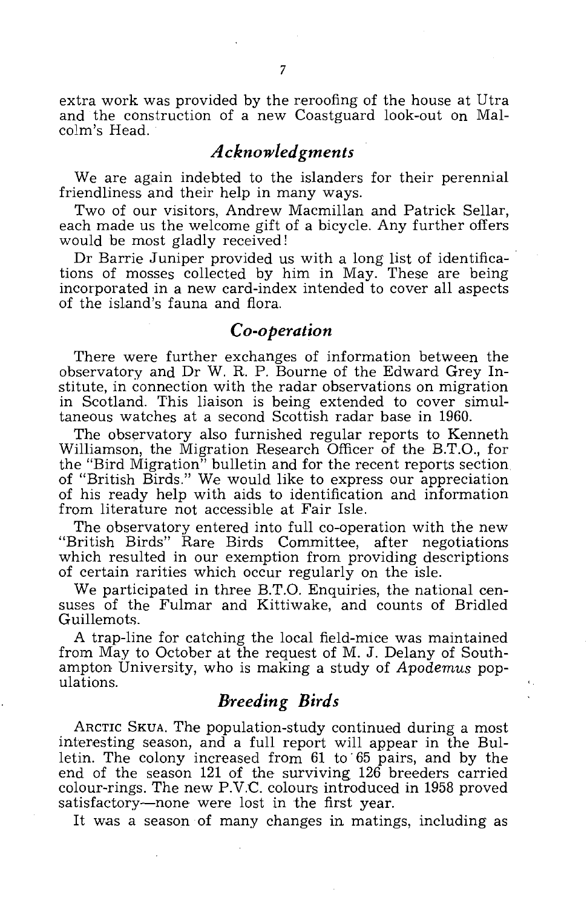extra work was provided by the reroofing of the house at Utra and the construction of a new Coastguard look-out on Malcolm's Head.

## *Acknowledgments*

We are again indebted to the islanders for their perennial friendliness and their help in many ways.

Two of our visitors, Andrew Macmillan and Patrick Sellar, each made us the welcome gift of a bicycle. Any further offers would be most gladly received!

Dr Barrie Juniper provided us with a long list of identifications of mosses collected by him in May. These are being incorporated in a new card-index intended to cover all aspects of the island's fauna and flora.

## *Co-operation*

There were further exchanges of information between the observatory and Dr W. R. P. Bourne of the Edward Grey Institute, in connection with the radar observations on migration in Scotland. This liaison is being extended to cover simultaneous watches at a second Scottish radar base in 1960.

The observatory also furnished regular reports to Kenneth Williamson, the Migration Research Officer of the B.T.O., for the "Bird Migration" bulletin and for the recent reports section of "British Birds." We would like to express our appreciation of his ready help with aids to identification and information from literature not accessible at Fair Isle.

The observatory entered into full co-operation with the new "British Birds" Rare Birds Committee, after negotiations which resulted in our exemption from providing descriptions of certain rarities which occur regularly on the isle.

We participated in three B.T.O. Enquiries, the national censuses of the Fulmar and Kittiwake, and counts of Bridled Guillemots.

A trap-line for catching the local field-mice was maintained from May to October at the request of M. J. Delany of Southampton University, who is making a study of *Apodemus* populations.

## *Breeding Birds*

ARCTIC SKUA. The population-study continued during a most interesting season, and a full report will appear in the Bulletin. The colony increased from 61 to 65 pairs, and by the end of the season 121 of the surviving 126 breeders carried colour-rings. The new P.V.C. colours introduced in 1958 proved satisfactory—none were lost in the first year.

It was a season of many changes in matings, including as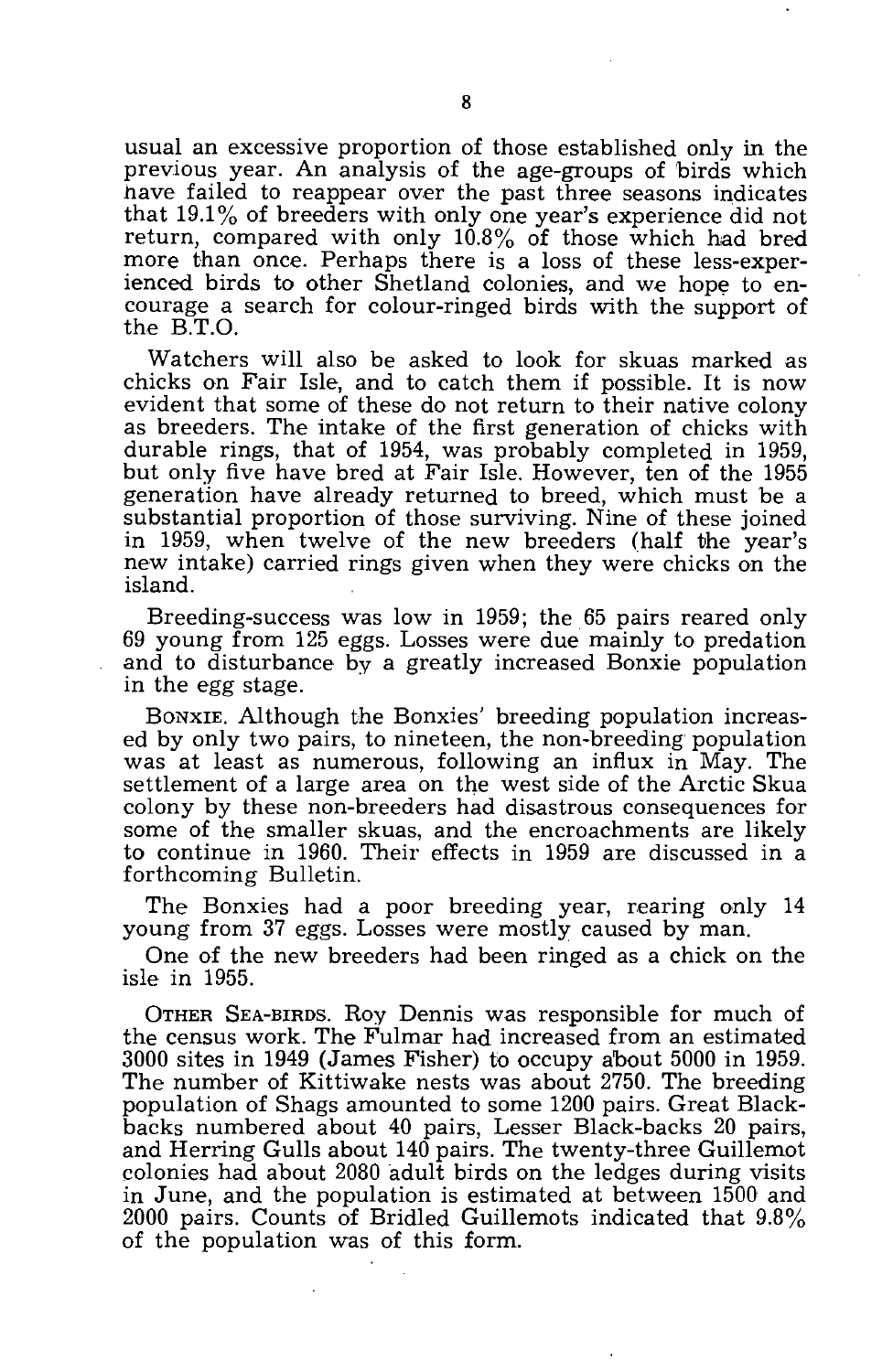usual an excessive proportion of those established only in the previous year. An analysis of the age-groups of birds which have failed to reappear over the past three seasons indicates that 19.1% of breeders with only one year's experience did not return, compared with only 10.8% of those which had bred more than once. Perhaps there is a loss of these less-experienced birds to other Shetland colonies, and we hope to encourage a search for colour-ringed birds with the support of the B.T.O.

Watchers will also be asked to look for skuas marked as chicks on Fair Isle, and to catch them if possible. It is now evident that some of these do not return to their native colony as breeders. The intake of the first generation of chicks with durable rings, that of 1954, was probably completed in 1959, but only five have bred at Fair Isle. However, ten of the 1955 generation have already returned to breed, which must be a substantial proportion of those surviving. Nine of these joined in 1959, when twelve of the new breeders (half the year's new intake) carried rings given when they were chicks on the island.

Breeding-success was low in 1959; the 65 pairs reared only 69 young from 125 eggs. Losses were due mainly to predation and to disturbance by a greatly increased Bonxie population in the egg stage.

BONXIE. Although the Bonxies' breeding population increased by only two pairs, to nineteen, the non-breeding population was at least as numerous, following an influx in May. The settlement of a large area on the west side of the Arctic Skua colony by these non-breeders had disastrous consequences for some of the smaller skuas, and the encroachments are likely to continue in 1960. Their effects in 1959 are discussed in a forthcoming Bulletin.

The Bonxies had a poor breeding year, rearing only 14 young from 37 eggs. Losses were mostly caused by man.

One of the new breeders had been ringed as a chick on the isle in 1955.

OTHER SEA-BIRDS. Roy Dennis was responsible for much of the census work. The Fulmar had increased from an estimated 3000 sites in 1949 (James Fisher) to occupy about 5000 in 1959. The number of Kittiwake nests was about 2750. The breeding population of Shags amounted to some 1200 pairs. Great Black-backs numbered about 40 pairs, Lesser Black-backs 20 pairs, and Herring Gulls about 140 pairs. The twenty-three Guillemot colonies had about 2080 adult birds on the ledges during visits in June, and the population is estimated at between 1500 and 2000 pairs. Counts of Bridled Guillemots indicated that 9.8% of the population was of this form.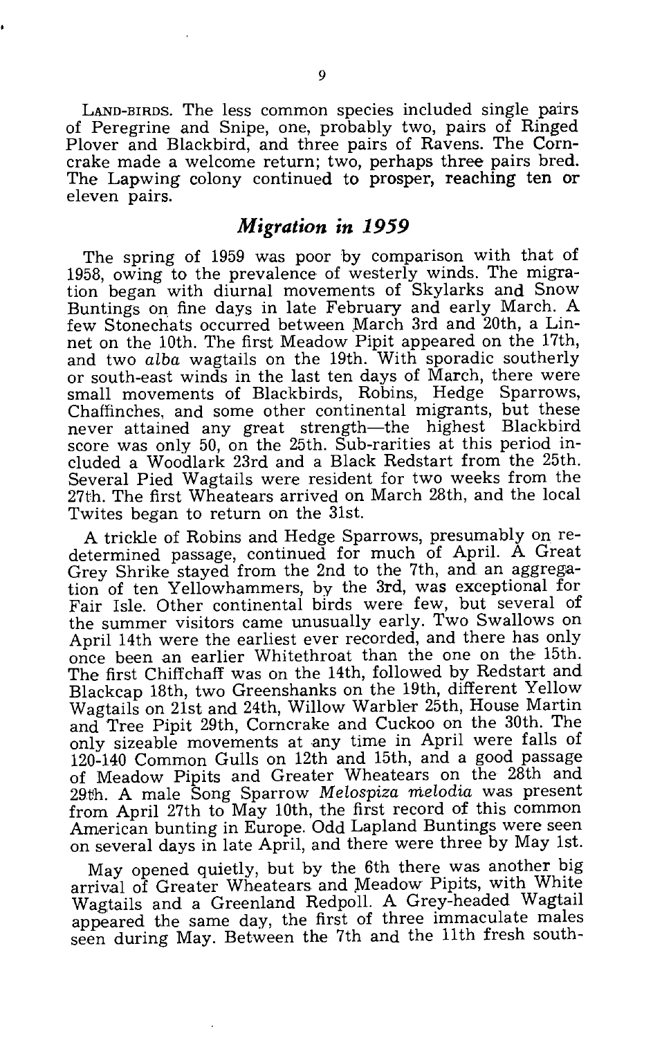LAND-BIRDS. The less common species included single pairs of Peregrine and Snipe, one, probably two, pairs of Ringed Plover and Blackbird, and three pairs of Ravens. The Corncrake made a welcome return; two, perhaps three pairs bred. The Lapwing colony continued to prosper, reaching ten or eleven pairs.

## *Migration in 1959*

The spring of 1959 was poor by comparison with that of 1958, owing to the prevalence of westerly winds. The migration began with diurnal movements of Skylarks and Snow Buntings on fine days in late February and early March. A few Stonechats occurred between March 3rd and 20th, a Linnet on the 10th. The first Meadow Pipit appeared on the 17th, and two *alba* wagtails on the 19th. With sporadic southerly or south-east winds in the last ten days of March, there were small movements of Blackbirds, Robins, Hedge Sparrows, Chaffinches, and some other continental migrants, but these never attained any great strength—the highest Blackbird score was only 50, on the 25th. Sub-rarities at this period included a Woodlark 23rd and a Black Redstart from the 25th. Several Pied Wagtails were resident for two weeks from the 27th. The first Wheatears arrived on March 28th, and the local Twites began to return on the 31st.

A trickle of Robins and Hedge Sparrows, presumably on redetermined passage, continued for much of April. A Great Grey Shrike stayed from the 2nd to the 7th, and an aggregation of ten Yellowhammers, by the 3rd, was exceptional for Fair Isle. Other continental birds were few, but several of the summer visitors came unusually early. Two Swallows on April 14th were the earliest ever recorded, and there has only once been an earlier Whitethroat than the one on the 15th. The first Chiffchaff was on the 14th, followed by Redstart and Blackcap 18th, two Greenshanks on the 19th, different Yellow Wagtails on 21st and 24th, Willow Warbler 25th, House Martin and Tree Pipit 29th, Corncrake and Cuckoo on the 30th. The only sizeable movements at any time in April were falls of 120-140 Common Gulls on 12th and 15th, and a good passage of Meadow Pipits and Greater Wheatears on the 28th and 29th. A male Song Sparrow *Melospiza melodia* was present from April 27th to May 10th, the first record of this common American bunting in Europe. Odd Lapland Buntings were seen on several days in late April, and there were three by May 1st.

May opened quietly, but by the 6th there was another big arrival of Greater Wheatears and Meadow Pipits, with White Wagtails and a Greenland Redpoll. A Grey-headed Wagtail appeared the same day, the first of three immaculate males seen during May. Between the 7th and the 11th fresh south-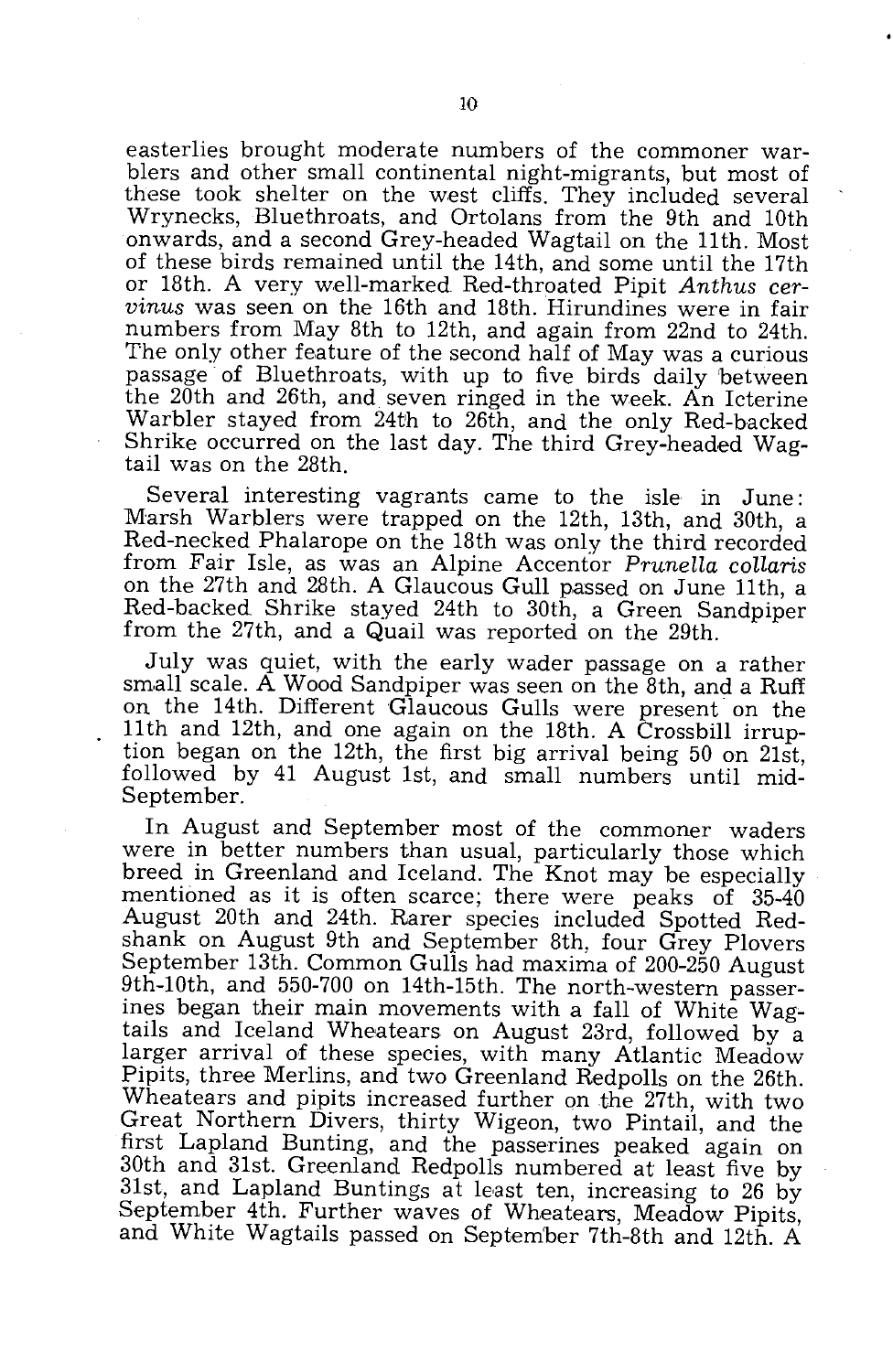easterlies brought moderate numbers of the commoner warblers and other small continental night-migrants, but most of these took shelter on the west cliffs. They included several Wrynecks, Bluethroats, and Ortolans from the 9th and 10th onwards, and a second Grey-headed Wagtail on the 11th. Most of these birds remained until the 14th, and some until the 17th or 18th. A very well-marked Red-throated Pipit *Anthus cervinus* was seen on the 16th and 18th. Hirundines were in fair numbers from May 8th to 12th, and again from 22nd to 24th. The only other feature of the second half of May was a curious passage of Bluethroats, with up to five birds daily between the 20th and 26th, and seven ringed in the week. An Icterine Warbler stayed from 24th to 26th, and the only Red-backed Shrike occurred on the last day. The third Grey-headed Wagtail was on the 28th.

Several interesting vagrants came to the isle in June: Marsh Warblers were trapped on the 12th, 13th, and 30th, a Red-necked Phalarope on the 18th was only the third recorded from Fair Isle, as was an Alpine Accentor *Prunella collaris* on the 27th and 28th. A Glaucous Gull passed on June 11th, a Red-backed Shrike stayed 24th to 30th, a Green Sandpiper from the 27th, and a Quail was reported on the 29th.

July was quiet, with the early wader passage on a rather small scale. A Wood Sandpiper was seen on the 8th, and a Ruff on the 14th. Different Glaucous Gulls were present on the 11th and 12th, and one again on the 18th. A Crossbill irruption began on the 12th, the first big arrival being 50 on 21st, followed by 41 August 1st, and small numbers until mid-September.

In August and September most of the commoner waders were in better numbers than usual, particularly those which breed in Greenland and Iceland. The Knot may be especially mentioned as it is often scarce; there were peaks of 35-40 August 20th and 24th. Rarer species included Spotted Redshank on August 9th and September 8th, four Grey Plovers September 13th. Common Gulls had maxima of 200-250 August 9th-10th, and 550-700 on 14th-15th. The north-western passerines began their main movements with a fall of White Wagtails and Iceland Wheatears on August 23rd, followed by a larger arrival of these species, with many Atlantic Meadow Pipits, three Merlins, and two Greenland Redpolls on the 26th. Wheatears and pipits increased further on the 27th, with two Great Northern Divers, thirty Wigeon, two Pintail, and the first Lapland Bunting, and the passerines peaked again on 30th and 31st. Greenland Redpolls numbered at least five by 31st, and Lapland Buntings at least ten, increasing to 26 by September 4th. Further waves of Wheatears, Meadow Pipits, and White Wagtails passed on September 7th-8th and 12th. A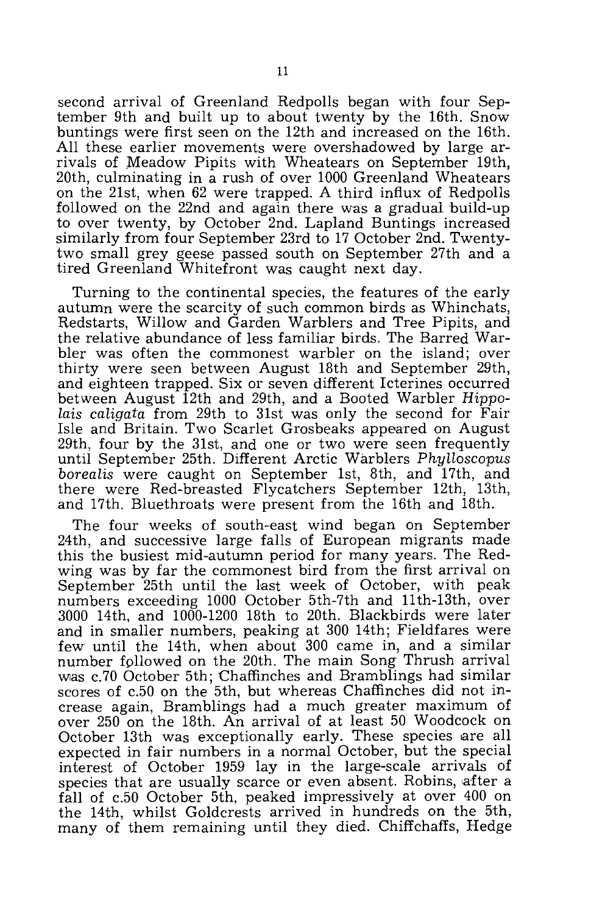second arrival of Greenland Redpolls began with four September 9th and built up to about twenty by the 16th. Snow buntings were first seen on the 12th and increased on the 16th. All these earlier movements were overshadowed by large arrivals of Meadow Pipits with Wheatears on September 19th, 20th, culminating in a rush of over 1000 Greenland Wheatears on the 21st, when 62 were trapped. A third influx of Redpolls followed on the 22nd and again there was a gradual build-up to over twenty, by October 2nd. Lapland Buntings increased similarly from four September 23rd to 17 October 2nd. Twenty-two small grey geese passed south on September 27th and a tired Greenland Whitefront was caught next day.

Turning to the continental species, the features of the early autumn were the scarcity of such common birds as Whinchats, Redstarts, Willow and Garden Warblers and Tree Pipits, and the relative abundance of less familiar birds. The Barred Warbler was often the commonest warbler on the island; over thirty were seen between August 18th and September 29th, and eighteen trapped. Six or seven different Icterines occurred between August 12th and 29th, and a Booted Warbler *Hippolais caligata* from 29th to 31st was only the second for Fair Isle and Britain. Two Scarlet Grosbeaks appeared on August 29th, four by the 31st, and one or two were seen frequently until September 25th. Different Arctic Warblers *Phylloscopus borealis* were caught on September 1st, 8th, and 17th, and there were Red-breasted Flycatchers September 12th, 13th, and 17th. Bluethroats were present from the 16th and 18th.

The four weeks of south-east wind began on September 24th, and successive large falls of European migrants made this the busiest mid-autumn period for many years. The Redwing was by far the commonest bird from the first arrival on September 25th until the last week of October, with peak numbers exceeding 1000 October 5th-7th and 11th-13th, over 3000 14th, and 1000-1200 18th to 20th. Blackbirds were later and in smaller numbers, peaking at 300 14th; Fieldfares were few until the 14th, when about 300 came in, and a similar number followed on the 20th. The main Song Thrush arrival was c.70 October 5th; Chaffinches and Bramblings had similar scores of c.50 on the 5th, but whereas Chaffinches did not increase again, Bramblings had a much greater maximum of over 250 on the 18th. An arrival of at least 50 Woodcock on October 13th was exceptionally early. These species are all expected in fair numbers in a normal October, but the special interest of October 1959 lay in the large-scale arrivals of species that are usually scarce or even absent. Robins, after a fall of c.50 October 5th, peaked impressively at over 400 on the 14th, whilst Goldcrests arrived in hundreds on the 5th, many of them remaining until they died. Chiffchaffs, Hedge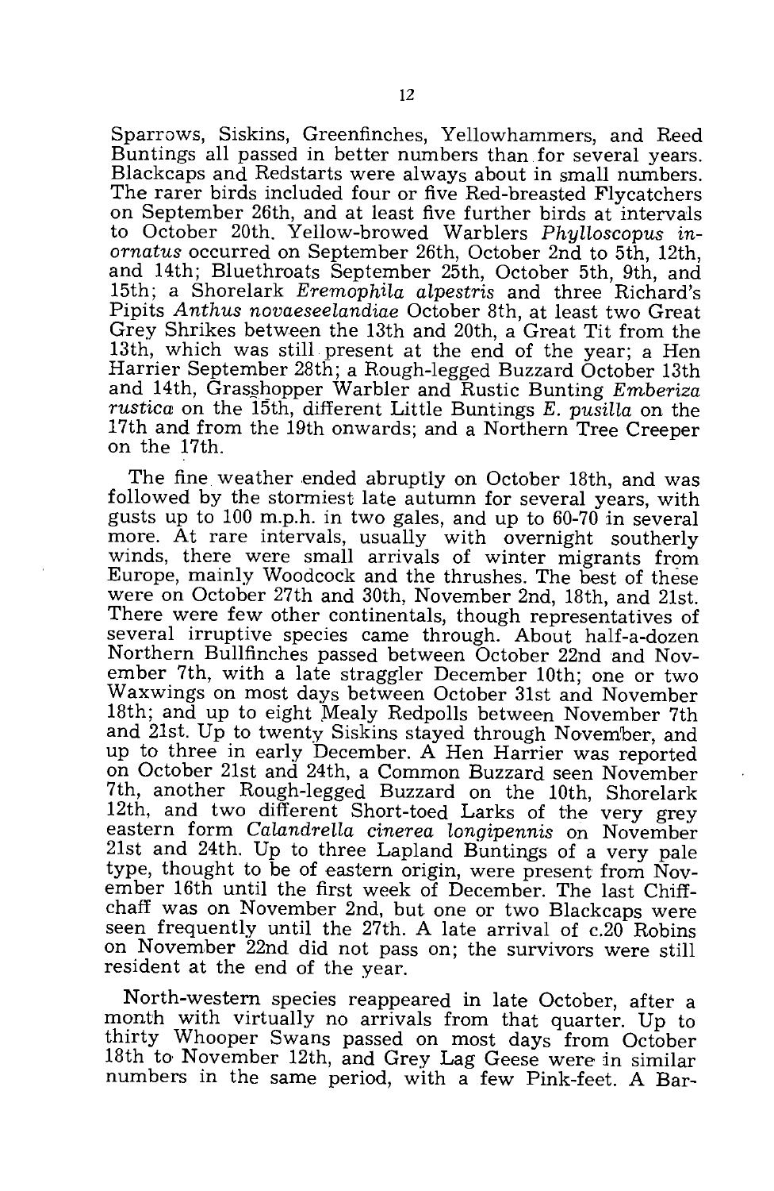Sparrows, Siskins, Greenfinches, Yellowhammers, and Reed Buntings all passed in better numbers than for several years. Blackcaps and Redstarts were always about in small numbers. The rarer birds included four or five Red-breasted Flycatchers on September 26th, and at least five further birds at intervals to October 20th. Yellow-browed Warblers *Phylloscopus inornatus* occurred on September 26th, October 2nd to 5th, 12th, and 14th; Bluethroats September 25th, October 5th, 9th, and 15th; a Shorelark *Eremophila alpestris* and three Richard's Pipits *Anthus novaeseelandiae* October 8th, at least two Great Grey Shrikes between the 13th and 20th, a Great Tit from the 13th, which was still present at the end of the year; a Hen Harrier September 28th; a Rough-legged Buzzard October 13th and 14th, Grasshopper Warbler and Rustic Bunting *Emberiza rustica* on the 15th, different Little Buntings *E. pusilla* on the 17th and from the 19th onwards; and a Northern Tree Creeper on the 17th.

The fine weather ended abruptly on October 18th, and was followed by the stormiest late autumn for several years, with gusts up to 100 m.p.h. in two gales, and up to 60-70 in several more. At rare intervals, usually with overnight southerly winds, there were small arrivals of winter migrants from Europe, mainly Woodcock and the thrushes. The best of these were on October 27th and 30th, November 2nd, 18th, and 21st. There were few other continentals, though representatives of several irruptive species came through. About half-a-dozen Northern Bullfinches passed between October 22nd and November 7th, with a late straggler December 10th; one or two Waxwings on most days between October 31st and November 18th; and up to eight Mealy Redpolls between November 7th and 21st. Up to twenty Siskins stayed through November, and up to three in early December. A Hen Harrier was reported on October 21st and 24th, a Common Buzzard seen November 7th, another Rough-legged Buzzard on the 10th, Shorelark 12th, and two different Short-toed Larks of the very grey eastern form *Calandrella cinerea longipennis* on November 21st and 24th. Up to three Lapland Buntings of a very pale type, thought to be of eastern origin, were present from November 16th until the first week of December. The last Chiffchaff was on November 2nd, but one or two Blackcaps were seen frequently until the 27th. A late arrival of c.20 Robins on November 22nd did not pass on; the survivors were still resident at the end of the year.

North-western species reappeared in late October, after a month with virtually no arrivals from that quarter. Up to thirty Whooper Swans passed on most days from October 18th to November 12th, and Grey Lag Geese were in similar numbers in the same period, with a few Pink-feet. A Bar-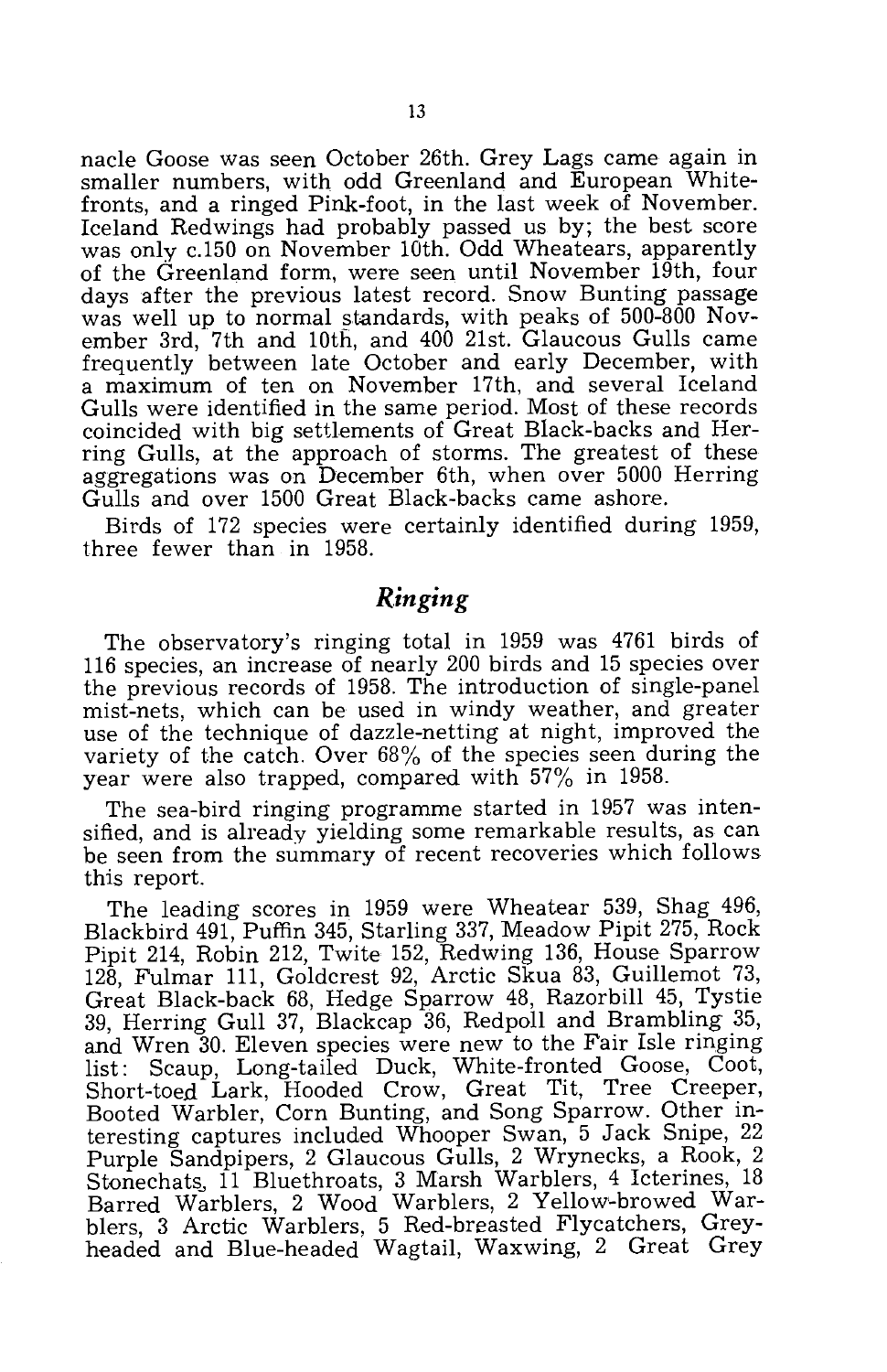nacle Goose was seen October 26th. Grey Lags came again in smaller numbers, with odd Greenland and European White-fronts, and a ringed Pink-foot, in the last week of November. Iceland Redwings had probably passed us by; the best score was only c.150 on November 10th. Odd Wheatears, apparently of the Greenland form, were seen until November 19th, four days after the previous latest record. Snow Bunting passage was well up to normal standards, with peaks of 500-800 November 3rd, 7th and 10th, and 400 21st. Glaucous Gulls came frequently between late October and early December, with a maximum of ten on November 17th, and several Iceland Gulls were identified in the same period. Most of these records coincided with big settlements of Great Black-backs and Herring Gulls, at the approach of storms. The greatest of these aggregations was on December 6th, when over 5000 Herring Gulls and over 1500 Great Black-backs came ashore.

Birds of 172 species were certainly identified during 1959, three fewer than in 1958.

## *Ringing*

The observatory's ringing total in 1959 was 4761 birds of 116 species, an increase of nearly 200 birds and 15 species over the previous records of 1958. The introduction of single-panel mist-nets, which can be used in windy weather, and greater use of the technique of dazzle-netting at night, improved the variety of the catch. Over 68% of the species seen during the year were also trapped, compared with 57% in 1958.

The sea-bird ringing programme started in 1957 was intensified, and is already yielding some remarkable results, as can be seen from the summary of recent recoveries which follows this report.

The leading scores in 1959 were Wheatear 539, Shag 496, Blackbird 491, Puffin 345, Starling 337, Meadow Pipit 275, Rock Pipit 214, Robin 212, Twite 152, Redwing 136, House Sparrow 128, Fulmar 111, Goldcrest 92, Arctic Skua 83, Guillemot 73, Great Black-back 68, Hedge Sparrow 48, Razorbill 45, Tystie 39, Herring Gull 37, Blackcap 36, Redpoll and Brambling 35, and Wren 30. Eleven species were new to the Fair Isle ringing list: Scaup, Long-tailed Duck, White-fronted Goose, Coot, Short-toed Lark, Hooded Crow, Great Tit, Tree Creeper, Booted Warbler, Corn Bunting, and Song Sparrow. Other interesting captures included Whooper Swan, 5 Jack Snipe, 22 Purple Sandpipers, 2 Glaucous Gulls, 2 Wrynecks, a Rook, 2 Stonechats, 11 Bluethroats, 3 Marsh Warblers, 4 Icterines, 18 Barred Warblers, 2 Wood Warblers, 2 Yellow-browed Warblers, 3 Arctic Warblers, 5 Red-breasted Flycatchers, Grey-headed and Blue-headed Wagtail, Waxwing, 2 Great Grey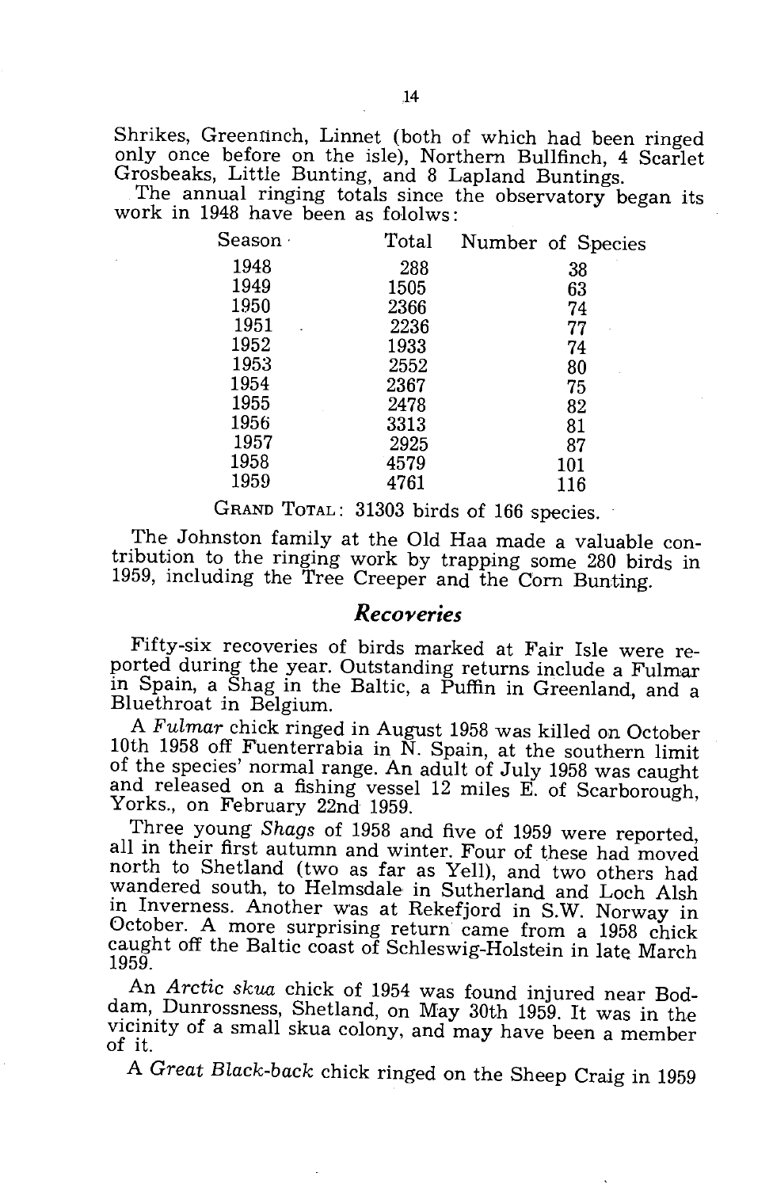Shrikes, Greenfinch, Linnet (both of which had been ringed only once before on the isle), Northern Bullfinch, 4 Scarlet Grosbeaks, Little Bunting, and 8 Lapland Buntings.

The annual ringing totals since the observatory began its work in 1948 have been as fololws:

| Season | Total | Number of Species |
|---|---|---|
| 1948 | 288 | 38 |
| 1949 | 1505 | 63 |
| 1950 | 2366 | 74 |
| 1951 | 2236 | 77 |
| 1952 | 1933 | 74 |
| 1953 | 2552 | 80 |
| 1954 | 2367 | 75 |
| 1955 | 2478 | 82 |
| 1956 | 3313 | 81 |
| 1957 | 2925 | 87 |
| 1958 | 4579 | 101 |
| 1959 | 4761 | 116 |

GRAND TOTAL: 31303 birds of 166 species.

The Johnston family at the Old Haa made a valuable contribution to the ringing work by trapping some 280 birds in 1959, including the Tree Creeper and the Corn Bunting.

## *Recoveries*

Fifty-six recoveries of birds marked at Fair Isle were reported during the year. Outstanding returns include a Fulmar in Spain, a Shag in the Baltic, a Puffin in Greenland, and a Bluethroat in Belgium.

A *Fulmar* chick ringed in August 1958 was killed on October 10th 1958 off Fuenterrabia in N. Spain, at the southern limit of the species' normal range. An adult of July 1958 was caught and released on a fishing vessel 12 miles E. of Scarborough, Yorks., on February 22nd 1959.

Three young *Shags* of 1958 and five of 1959 were reported, all in their first autumn and winter. Four of these had moved north to Shetland (two as far as Yell), and two others had wandered south, to Helmsdale in Sutherland and Loch Alsh in Inverness. Another was at Rekefjord in S.W. Norway in October. A more surprising return came from a 1958 chick caught off the Baltic coast of Schleswig-Holstein in late March 1959.

An *Arctic skua* chick of 1954 was found injured near Boddam, Dunrossness, Shetland, on May 30th 1959. It was in the vicinity of a small skua colony, and may have been a member of it.

A *Great Black-back* chick ringed on the Sheep Craig in 1959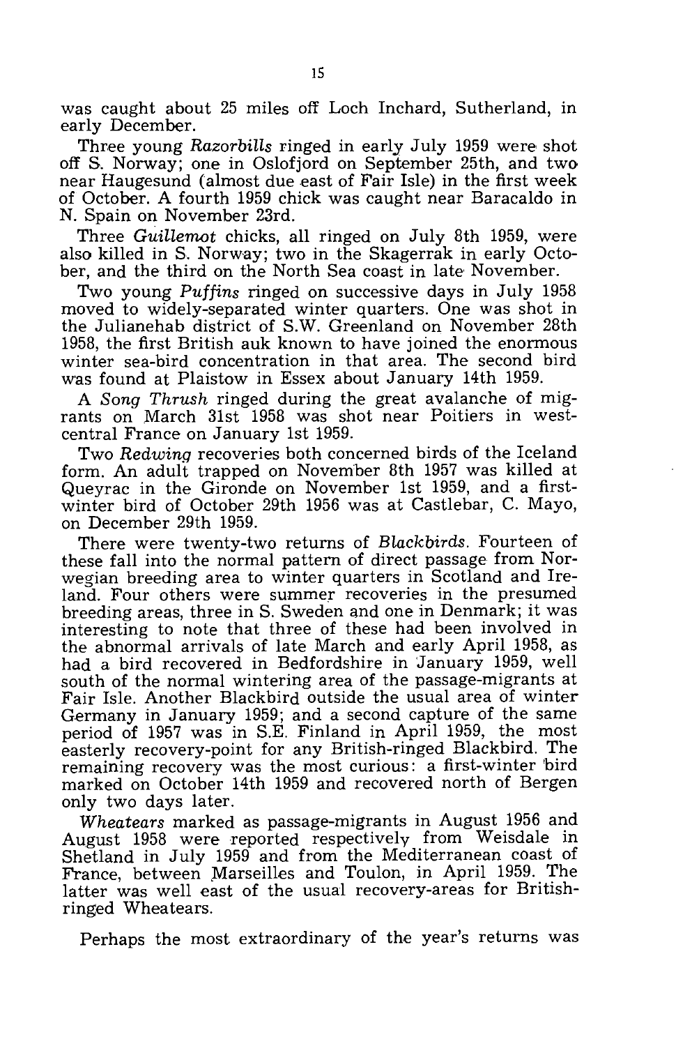was caught about 25 miles off Loch Inchard, Sutherland, in early December.

Three young *Razorbills* ringed in early July 1959 were shot off S. Norway; one in Oslofjord on September 25th, and two near Haugesund (almost due east of Fair Isle) in the first week of October. A fourth 1959 chick was caught near Baracaldo in N. Spain on November 23rd.

Three *Guillemot* chicks, all ringed on July 8th 1959, were also killed in S. Norway; two in the Skagerrak in early October, and the third on the North Sea coast in late November.

Two young *Puffins* ringed on successive days in July 1958 moved to widely-separated winter quarters. One was shot in the Julianehab district of S.W. Greenland on November 28th 1958, the first British auk known to have joined the enormous winter sea-bird concentration in that area. The second bird was found at Plaistow in Essex about January 14th 1959.

A *Song Thrush* ringed during the great avalanche of migrants on March 31st 1958 was shot near Poitiers in west-central France on January 1st 1959.

Two *Redwing* recoveries both concerned birds of the Iceland form. An adult trapped on November 8th 1957 was killed at Queyrac in the Gironde on November 1st 1959, and a first-winter bird of October 29th 1956 was at Castlebar, C. Mayo, on December 29th 1959.

There were twenty-two returns of *Blackbirds*. Fourteen of these fall into the normal pattern of direct passage from Norwegian breeding area to winter quarters in Scotland and Ireland. Four others were summer recoveries in the presumed breeding areas, three in S. Sweden and one in Denmark; it was interesting to note that three of these had been involved in the abnormal arrivals of late March and early April 1958, as had a bird recovered in Bedfordshire in January 1959, well south of the normal wintering area of the passage-migrants at Fair Isle. Another Blackbird outside the usual area of winter Germany in January 1959; and a second capture of the same period of 1957 was in S.E. Finland in April 1959, the most easterly recovery-point for any British-ringed Blackbird. The remaining recovery was the most curious: a first-winter bird marked on October 14th 1959 and recovered north of Bergen only two days later.

*Wheatears* marked as passage-migrants in August 1956 and August 1958 were reported respectively from Weisdale in Shetland in July 1959 and from the Mediterranean coast of France, between Marseilles and Toulon, in April 1959. The latter was well east of the usual recovery-areas for British-ringed Wheatears.

Perhaps the most extraordinary of the year's returns was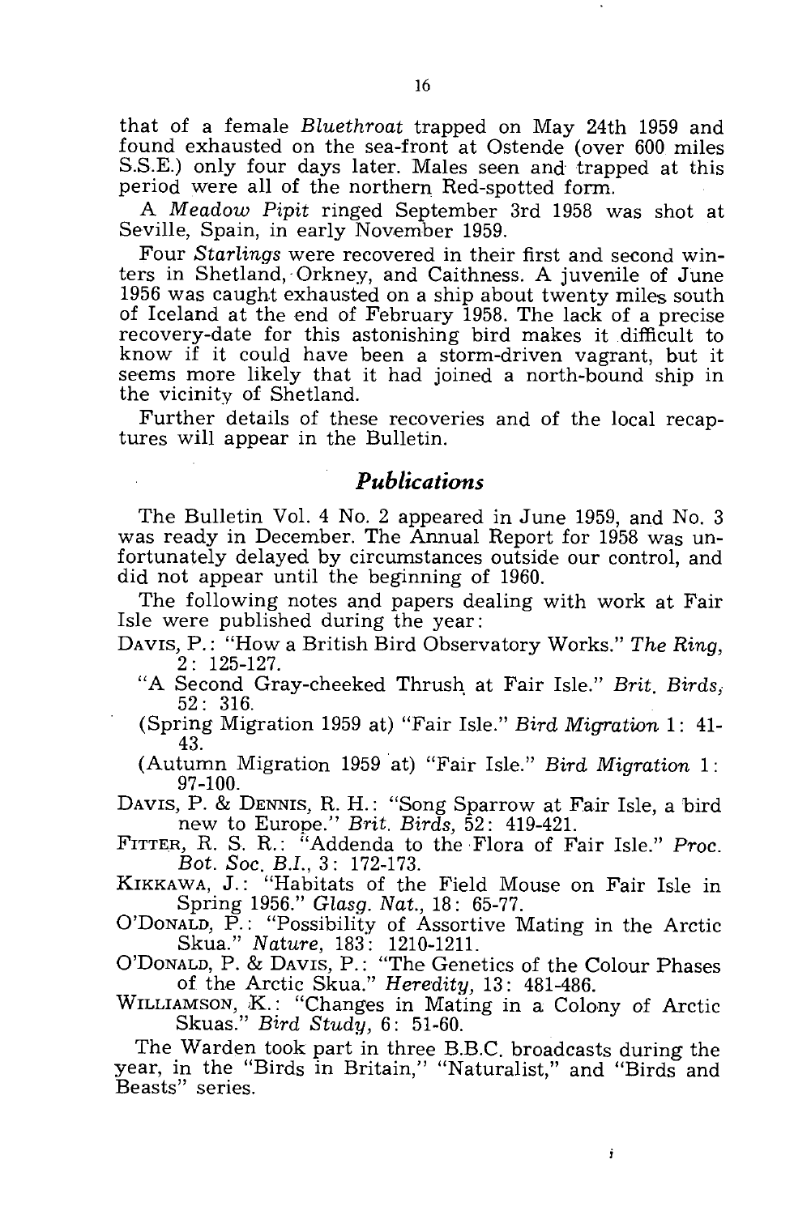that of a female *Bluethroat* trapped on May 24th 1959 and found exhausted on the sea-front at Ostende (over 600 miles S.S.E.) only four days later. Males seen and trapped at this period were all of the northern Red-spotted form.

A *Meadow Pipit* ringed September 3rd 1958 was shot at Seville, Spain, in early November 1959.

Four *Starlings* were recovered in their first and second winters in Shetland, Orkney, and Caithness. A juvenile of June 1956 was caught exhausted on a ship about twenty miles south of Iceland at the end of February 1958. The lack of a precise recovery-date for this astonishing bird makes it difficult to know if it could have been a storm-driven vagrant, but it seems more likely that it had joined a north-bound ship in the vicinity of Shetland.

Further details of these recoveries and of the local recaptures will appear in the Bulletin.

## *Publications*

The Bulletin Vol. 4 No. 2 appeared in June 1959, and No. 3 was ready in December. The Annual Report for 1958 was unfortunately delayed by circumstances outside our control, and did not appear until the beginning of 1960.

The following notes and papers dealing with work at Fair Isle were published during the year:

DAVIS, P.: "How a British Bird Observatory Works." *The Ring*, 2: 125-127.

"A Second Gray-cheeked Thrush at Fair Isle." *Brit. Birds*, 52: 316.

(Spring Migration 1959 at) "Fair Isle." *Bird Migration* 1: 41-43.

(Autumn Migration 1959 at) "Fair Isle." *Bird Migration* 1: 97-100.

DAVIS, P. & DENNIS, R. H.: "Song Sparrow at Fair Isle, a bird new to Europe." *Brit. Birds*, 52: 419-421.

FITTER, R. S. R.: "Addenda to the Flora of Fair Isle." *Proc. Bot. Soc. B.I.*, 3: 172-173.

KIKKAWA, J.: "Habitats of the Field Mouse on Fair Isle in Spring 1956." *Glasg. Nat.*, 18: 65-77.

O'DONALD, P.: "Possibility of Assortive Mating in the Arctic Skua." *Nature*, 183: 1210-1211.

O'DONALD, P. & DAVIS, P.: "The Genetics of the Colour Phases of the Arctic Skua." *Heredity*, 13: 481-486.

WILLIAMSON, K.: "Changes in Mating in a Colony of Arctic Skuas." *Bird Study*, 6: 51-60.

The Warden took part in three B.B.C. broadcasts during the year, in the "Birds in Britain," "Naturalist," and "Birds and Beasts" series.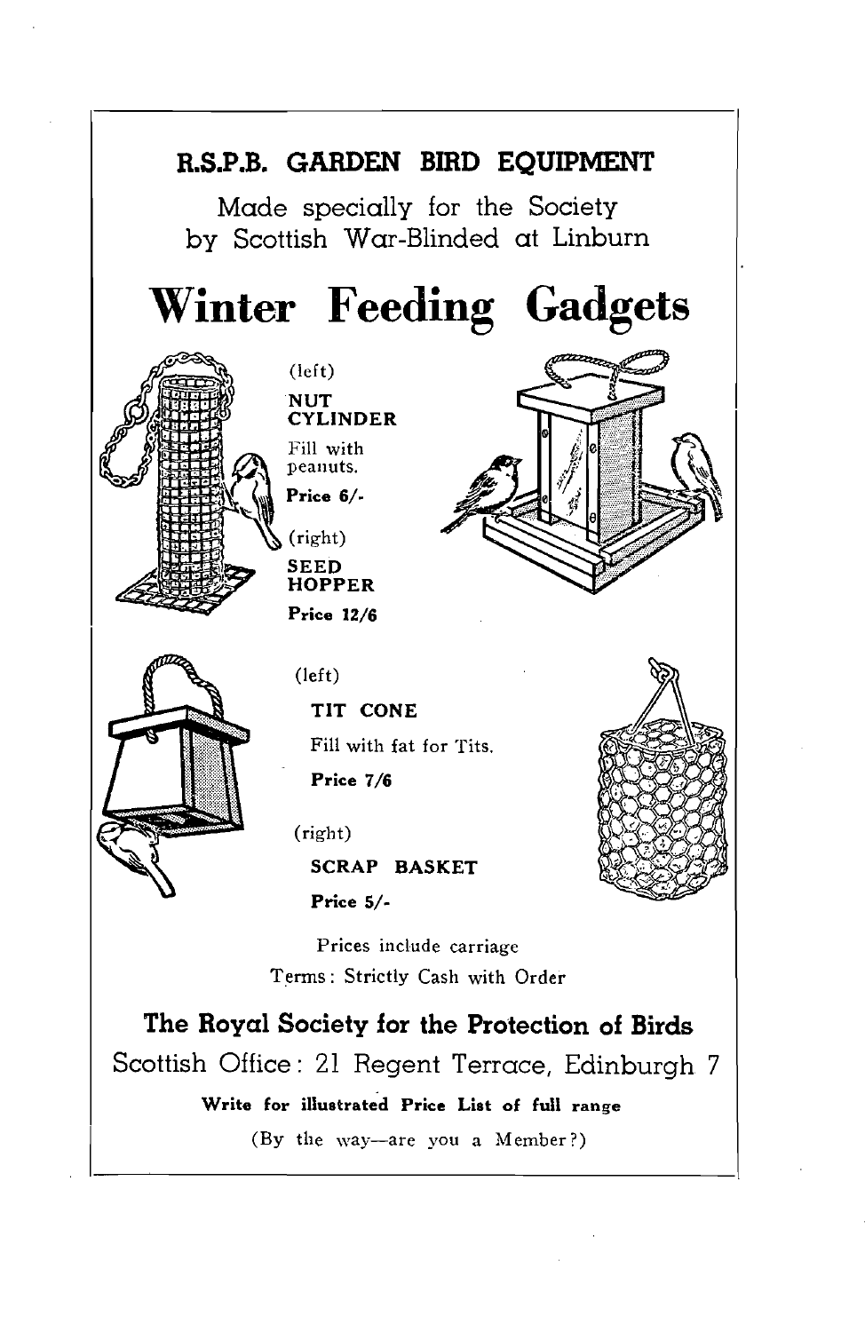## R.S.P.B. GARDEN BIRD EQUIPMENT

Made specially for the Society
by Scottish War-Blinded at Linburn

# Winter Feeding Gadgets

(left)
**NUT CYLINDER**
Fill with peanuts.
**Price 6/-**

(right)
**SEED HOPPER**
**Price 12/6**

(left)
**TIT CONE**
Fill with fat for Tits.
**Price 7/6**

(right)
**SCRAP BASKET**
**Price 5/-**

Prices include carriage
Terms: Strictly Cash with Order

**The Royal Society for the Protection of Birds**
Scottish Office: 21 Regent Terrace, Edinburgh 7

**Write for illustrated Price List of full range**

(By the way—are you a Member?)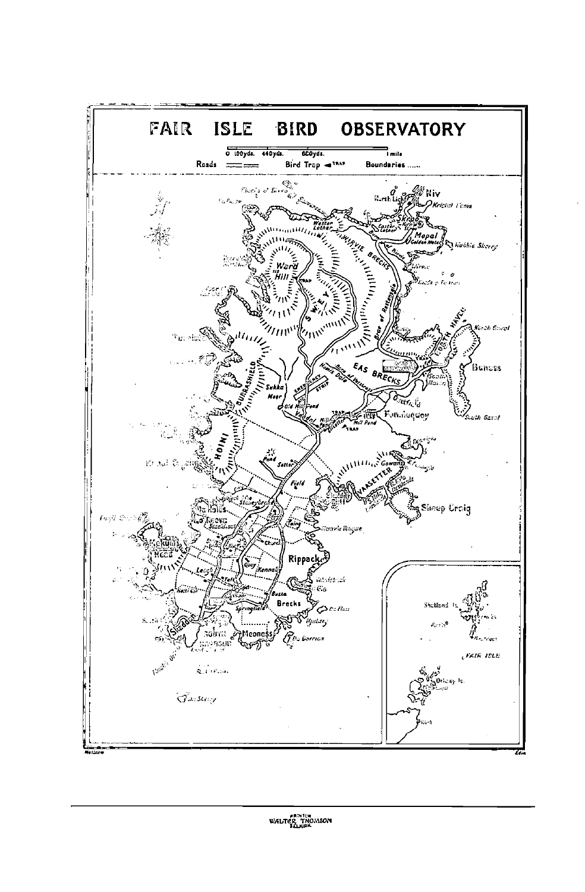# FAIR ISLE BIRD OBSERVATORY

0 100yds. 440yds. 880yds. 1 mile

Roads Bird Trap Boundaries

PRINTED
WALTER THOMSON
SELKIRK